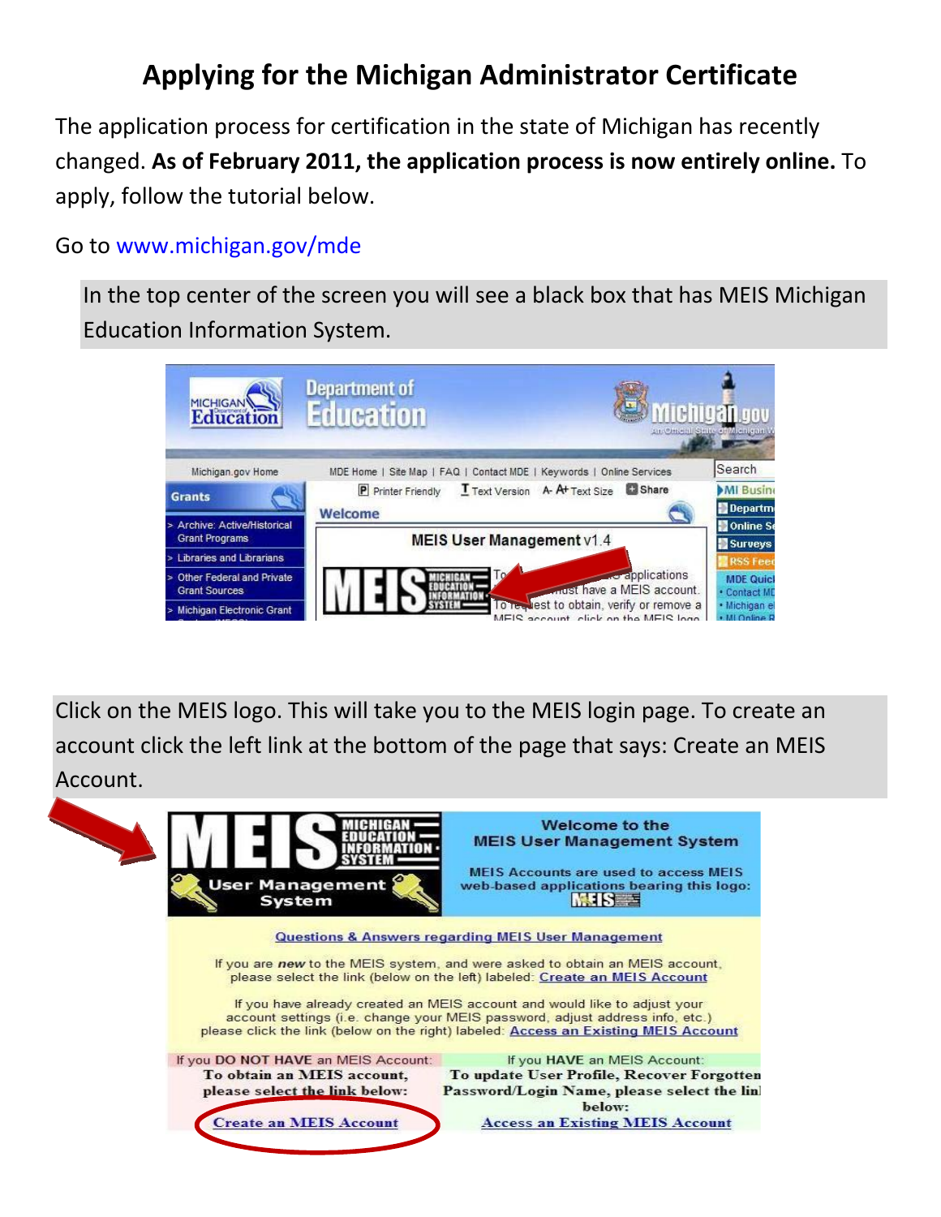# Applying for the Michigan Administrator Certificate

The application process for certification in the state of Michigan has recently changed. **As of February 2011, the application process is now entirely online.** To apply, follow the tutorial below.

Go to www.michigan.gov/mde

In the top center of the screen you will see a black box that has MEIS Michigan Education Information System.

Click on the MEIS logo. This will take you to the MEIS login page. To create an account click the left link at the bottom of the page that says: Create an MEIS Account.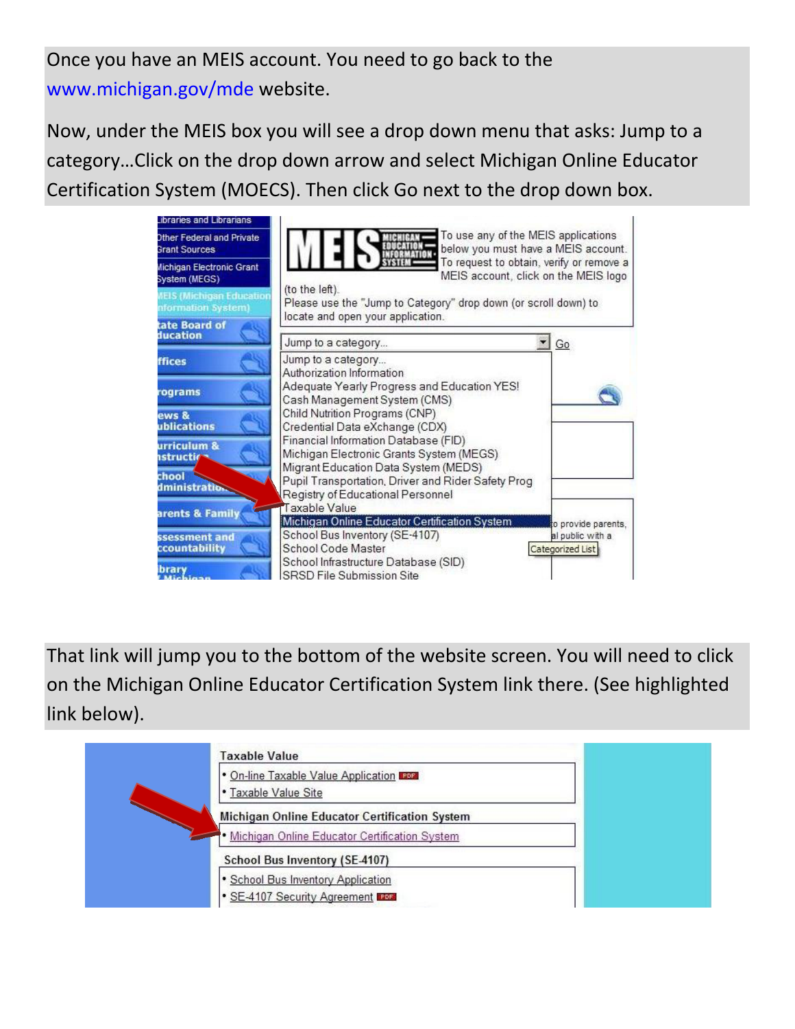Once you have an MEIS account. You need to go back to the www.michigan.gov/mde website.

Now, under the MEIS box you will see a drop down menu that asks: Jump to a category…Click on the drop down arrow and select Michigan Online Educator Certification System (MOECS). Then click Go next to the drop down box.

That link will jump you to the bottom of the website screen. You will need to click on the Michigan Online Educator Certification System link there. (See highlighted link below).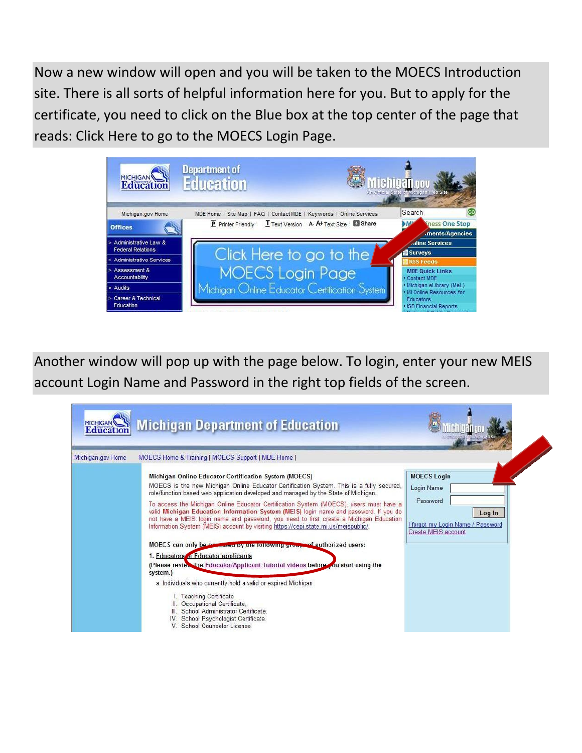Now a new window will open and you will be taken to the MOECS Introduction site. There is all sorts of helpful information here for you. But to apply for the certificate, you need to click on the Blue box at the top center of the page that reads: Click Here to go to the MOECS Login Page.

Another window will pop up with the page below. To login, enter your new MEIS account Login Name and Password in the right top fields of the screen.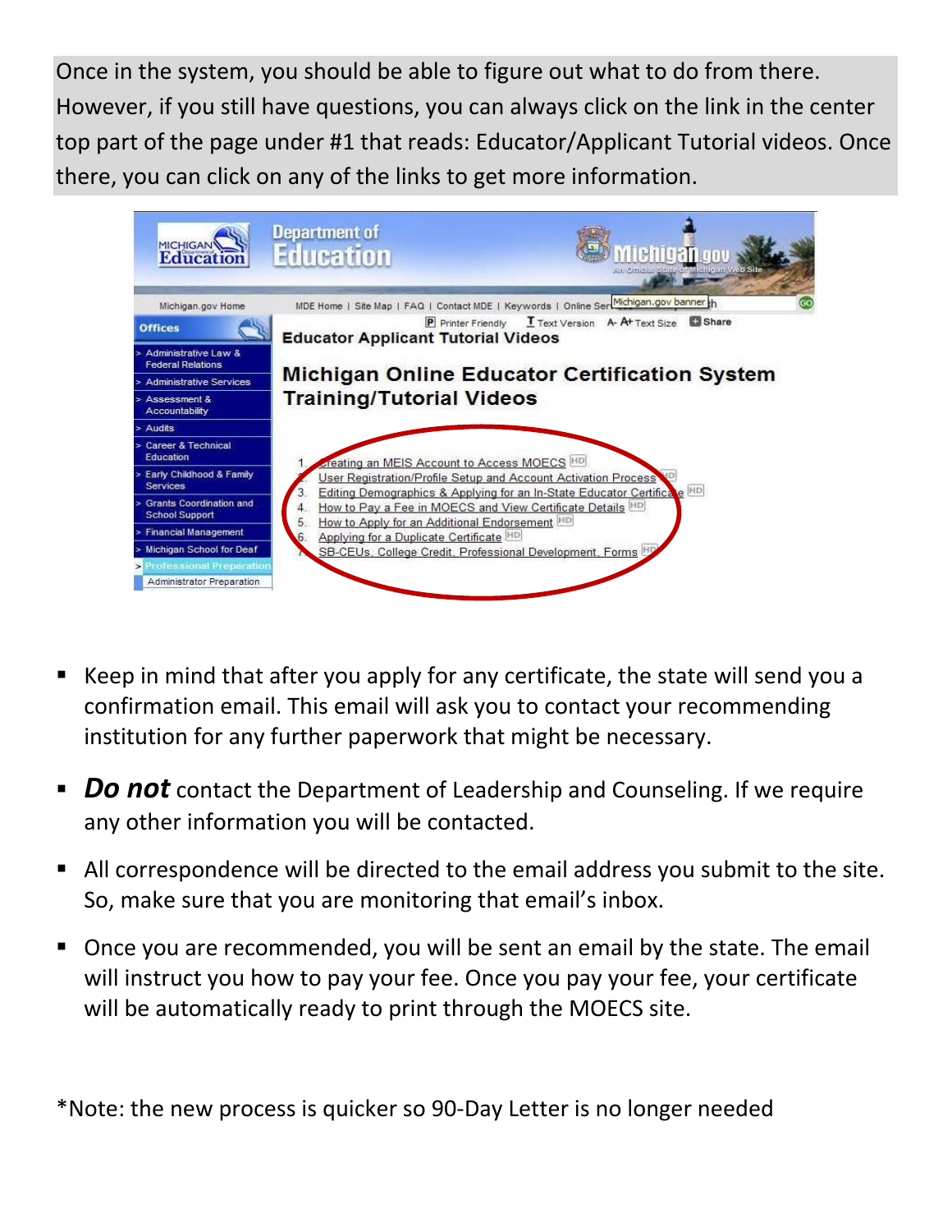Once in the system, you should be able to figure out what to do from there. However, if you still have questions, you can always click on the link in the center top part of the page under #1 that reads: Educator/Applicant Tutorial videos. Once there, you can click on any of the links to get more information.

- Keep in mind that after you apply for any certificate, the state will send you a confirmation email. This email will ask you to contact your recommending institution for any further paperwork that might be necessary.
- ***Do not*** contact the Department of Leadership and Counseling. If we require any other information you will be contacted.
- All correspondence will be directed to the email address you submit to the site. So, make sure that you are monitoring that email's inbox.
- Once you are recommended, you will be sent an email by the state. The email will instruct you how to pay your fee. Once you pay your fee, your certificate will be automatically ready to print through the MOECS site.

*Note: the new process is quicker so 90-Day Letter is no longer needed